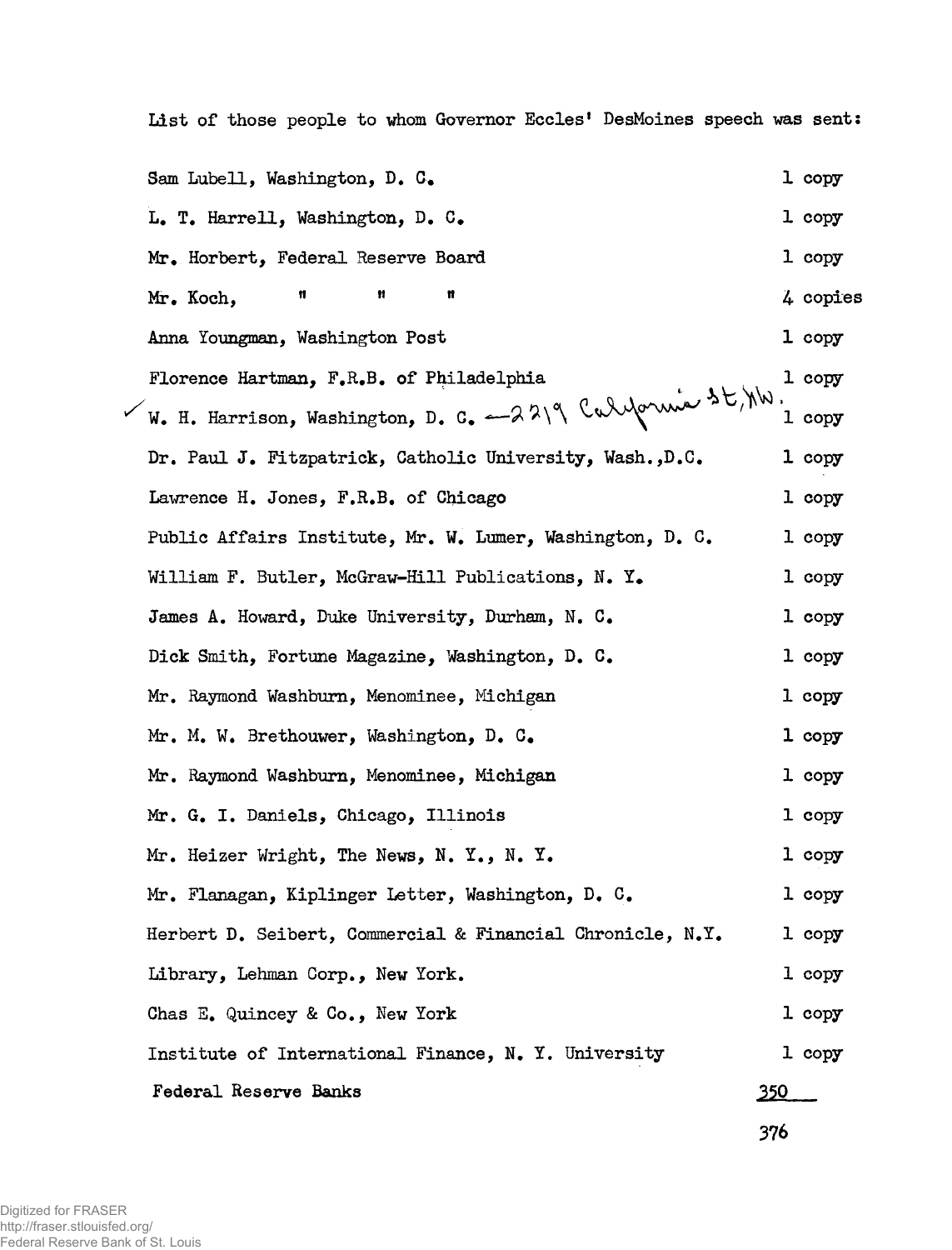List of those people to whom Governor Eccles' DesMoines speech was sent:

| | |
|---|---|
| Sam Lubell, Washington, D. C. | 1 copy |
| L. T. Harrell, Washington, D. C. | 1 copy |
| Mr. Horbert, Federal Reserve Board | 1 copy |
| Mr. Koch, " " " | 4 copies |
| Anna Youngman, Washington Post | 1 copy |
| Florence Hartman, F.R.B. of Philadelphia | 1 copy |
| ✓ W. H. Harrison, Washington, D. C. — 2219 California St, NW. | 1 copy |
| Dr. Paul J. Fitzpatrick, Catholic University, Wash.,D.C. | 1 copy |
| Lawrence H. Jones, F.R.B. of Chicago | 1 copy |
| Public Affairs Institute, Mr. W. Lumer, Washington, D. C. | 1 copy |
| William F. Butler, McGraw-Hill Publications, N. Y. | 1 copy |
| James A. Howard, Duke University, Durham, N. C. | 1 copy |
| Dick Smith, Fortune Magazine, Washington, D. C. | 1 copy |
| Mr. Raymond Washburn, Menominee, Michigan | 1 copy |
| Mr. M. W. Brethouwer, Washington, D. C. | 1 copy |
| Mr. Raymond Washburn, Menominee, Michigan | 1 copy |
| Mr. G. I. Daniels, Chicago, Illinois | 1 copy |
| Mr. Heizer Wright, The News, N. Y., N. Y. | 1 copy |
| Mr. Flanagan, Kiplinger Letter, Washington, D. C. | 1 copy |
| Herbert D. Seibert, Commercial & Financial Chronicle, N.Y. | 1 copy |
| Library, Lehman Corp., New York. | 1 copy |
| Chas E. Quincey & Co., New York | 1 copy |
| Institute of International Finance, N. Y. University | 1 copy |
| Federal Reserve Banks | 350 |
| | 376 |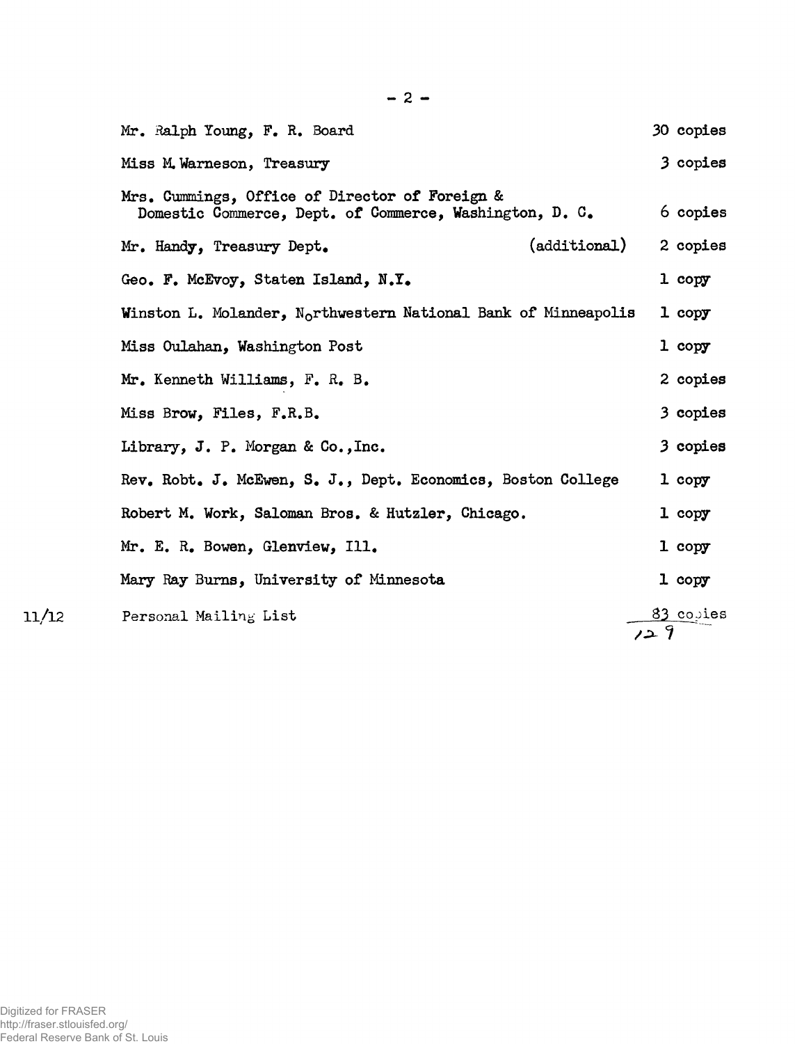| | | |
|---|---|---|
| | Mr. Ralph Young, F. R. Board | 30 copies |
| | Miss M. Warneson, Treasury | 3 copies |
| | Mrs. Cummings, Office of Director of Foreign & Domestic Commerce, Dept. of Commerce, Washington, D. C. | 6 copies |
| | Mr. Handy, Treasury Dept. (additional) | 2 copies |
| | Geo. F. McEvoy, Staten Island, N.Y. | 1 copy |
| | Winston L. Molander, Northwestern National Bank of Minneapolis | 1 copy |
| | Miss Oulahan, Washington Post | 1 copy |
| | Mr. Kenneth Williams, F. R. B. | 2 copies |
| | Miss Brow, Files, F.R.B. | 3 copies |
| | Library, J. P. Morgan & Co., Inc. | 3 copies |
| | Rev. Robt. J. McEwen, S. J., Dept. Economics, Boston College | 1 copy |
| | Robert M. Work, Saloman Bros. & Hutzler, Chicago. | 1 copy |
| | Mr. E. R. Bowen, Glenview, Ill. | 1 copy |
| | Mary Ray Burns, University of Minnesota | 1 copy |
| 11/12 | Personal Mailing List | 83 copies |
| | | 129 |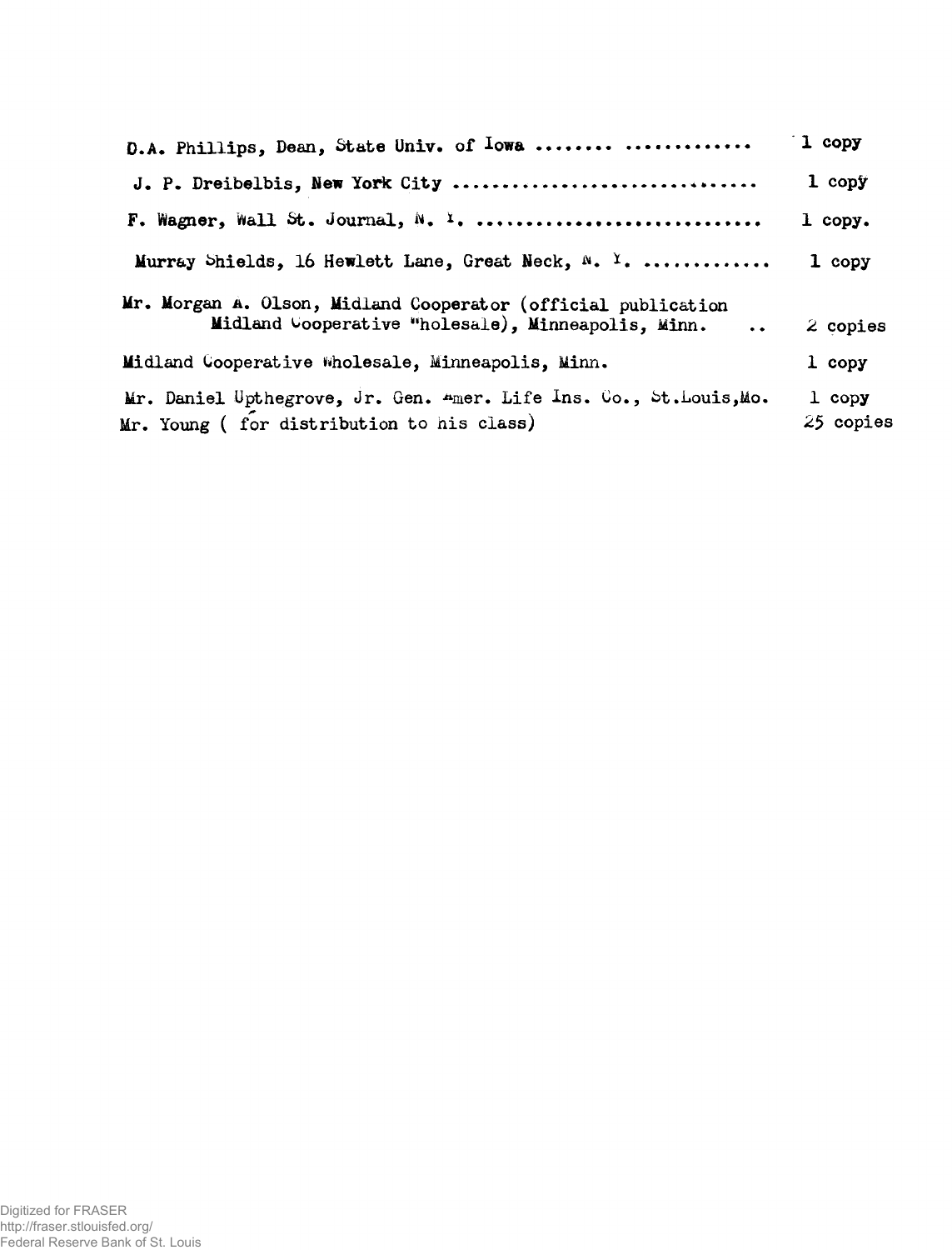D.A. Phillips, Dean, State Univ. of Iowa ........ ............. 1 copy

J. P. Dreibelbis, New York City ............................... 1 copy

F. Wagner, Wall St. Journal, N. Y. ............................ 1 copy.

Murray Shields, 16 Hewlett Lane, Great Neck, N. Y. ............. 1 copy

Mr. Morgan A. Olson, Midland Cooperator (official publication
Midland Cooperative Wholesale), Minneapolis, Minn. .. 2 copies

Midland Cooperative Wholesale, Minneapolis, Minn. 1 copy

Mr. Daniel Upthegrove, Jr. Gen. Amer. Life Ins. Co., St.Louis,Mo. 1 copy

Mr. Young ( for distribution to his class) 25 copies